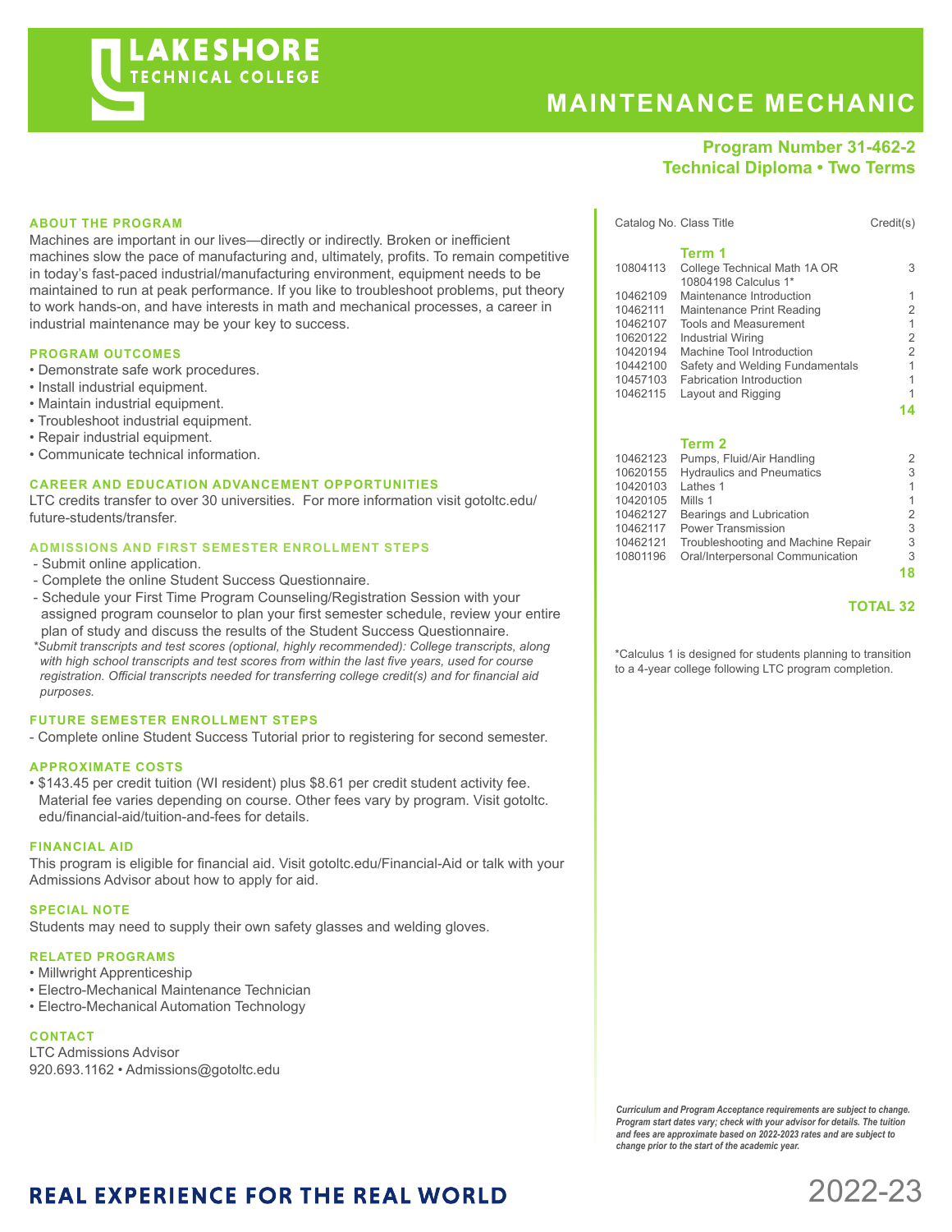# LAKESHORE TECHNICAL COLLEGE

# MAINTENANCE MECHANIC

**Program Number 31-462-2**
**Technical Diploma • Two Terms**

## ABOUT THE PROGRAM

Machines are important in our lives—directly or indirectly. Broken or inefficient machines slow the pace of manufacturing and, ultimately, profits. To remain competitive in today's fast-paced industrial/manufacturing environment, equipment needs to be maintained to run at peak performance. If you like to troubleshoot problems, put theory to work hands-on, and have interests in math and mechanical processes, a career in industrial maintenance may be your key to success.

## PROGRAM OUTCOMES

- Demonstrate safe work procedures.
- Install industrial equipment.
- Maintain industrial equipment.
- Troubleshoot industrial equipment.
- Repair industrial equipment.
- Communicate technical information.

## CAREER AND EDUCATION ADVANCEMENT OPPORTUNITIES

LTC credits transfer to over 30 universities. For more information visit gotoltc.edu/future-students/transfer.

## ADMISSIONS AND FIRST SEMESTER ENROLLMENT STEPS

- Submit online application.
- Complete the online Student Success Questionnaire.
- Schedule your First Time Program Counseling/Registration Session with your assigned program counselor to plan your first semester schedule, review your entire plan of study and discuss the results of the Student Success Questionnaire.

*\*Submit transcripts and test scores (optional, highly recommended): College transcripts, along with high school transcripts and test scores from within the last five years, used for course registration. Official transcripts needed for transferring college credit(s) and for financial aid purposes.*

## FUTURE SEMESTER ENROLLMENT STEPS

- Complete online Student Success Tutorial prior to registering for second semester.

## APPROXIMATE COSTS

- $143.45 per credit tuition (WI resident) plus $8.61 per credit student activity fee. Material fee varies depending on course. Other fees vary by program. Visit gotoltc.edu/financial-aid/tuition-and-fees for details.

## FINANCIAL AID

This program is eligible for financial aid. Visit gotoltc.edu/Financial-Aid or talk with your Admissions Advisor about how to apply for aid.

## SPECIAL NOTE

Students may need to supply their own safety glasses and welding gloves.

## RELATED PROGRAMS

- Millwright Apprenticeship
- Electro-Mechanical Maintenance Technician
- Electro-Mechanical Automation Technology

## CONTACT

LTC Admissions Advisor
920.693.1162 • Admissions@gotoltc.edu

| Catalog No. | Class Title | Credit(s) |
|---|---|---|
| | **Term 1** | |
| 10804113 | College Technical Math 1A OR 10804198 Calculus 1* | 3 |
| 10462109 | Maintenance Introduction | 1 |
| 10462111 | Maintenance Print Reading | 2 |
| 10462107 | Tools and Measurement | 1 |
| 10620122 | Industrial Wiring | 2 |
| 10420194 | Machine Tool Introduction | 2 |
| 10442100 | Safety and Welding Fundamentals | 1 |
| 10457103 | Fabrication Introduction | 1 |
| 10462115 | Layout and Rigging | 1 |
| | | **14** |
| | **Term 2** | |
| 10462123 | Pumps, Fluid/Air Handling | 2 |
| 10620155 | Hydraulics and Pneumatics | 3 |
| 10420103 | Lathes 1 | 1 |
| 10420105 | Mills 1 | 1 |
| 10462127 | Bearings and Lubrication | 2 |
| 10462117 | Power Transmission | 3 |
| 10462121 | Troubleshooting and Machine Repair | 3 |
| 10801196 | Oral/Interpersonal Communication | 3 |
| | | **18** |
| | | **TOTAL 32** |

*Calculus 1 is designed for students planning to transition to a 4-year college following LTC program completion.

*Curriculum and Program Acceptance requirements are subject to change. Program start dates vary; check with your advisor for details. The tuition and fees are approximate based on 2022-2023 rates and are subject to change prior to the start of the academic year.*

**REAL EXPERIENCE FOR THE REAL WORLD**

2022-23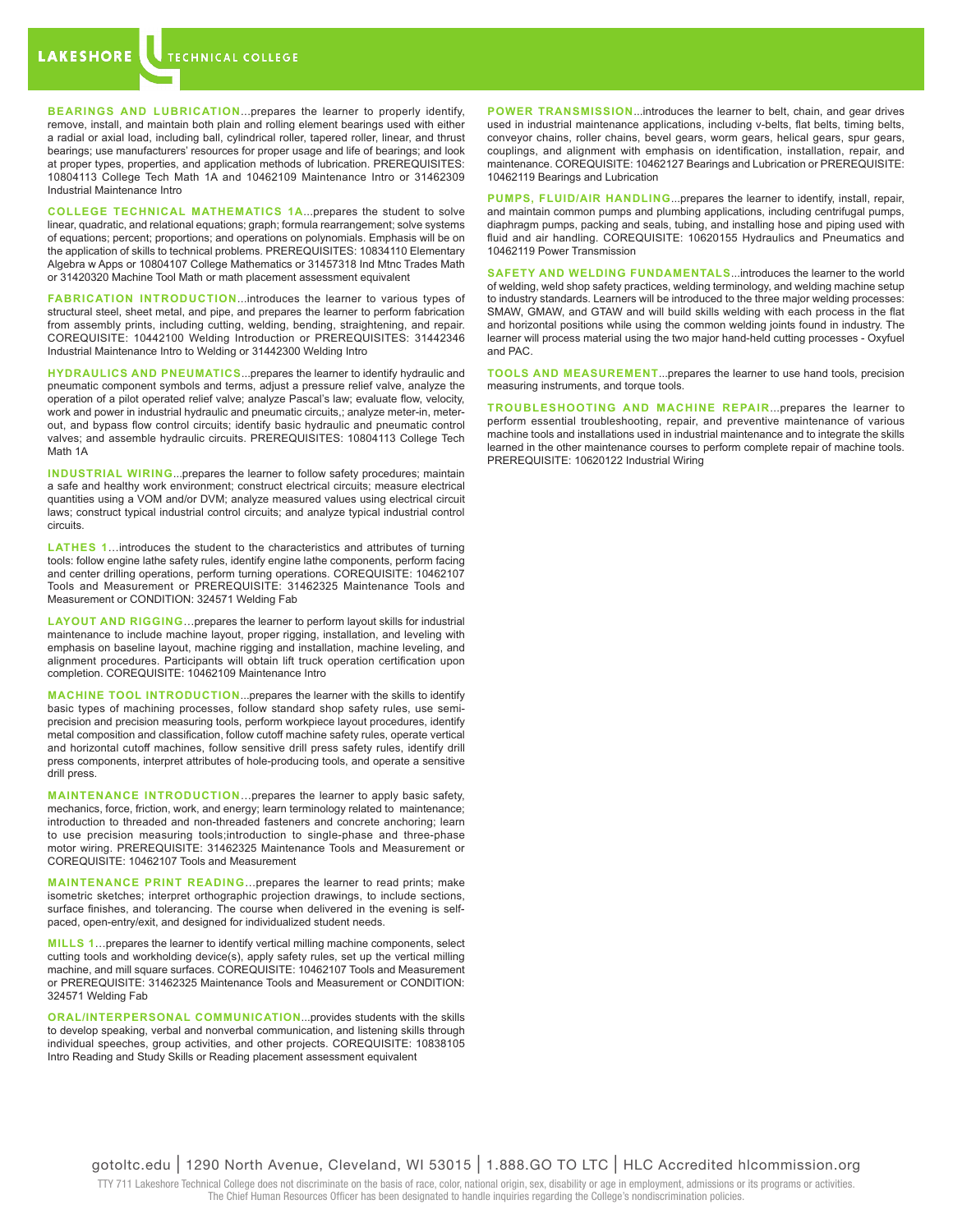**BEARINGS AND LUBRICATION**...prepares the learner to properly identify, remove, install, and maintain both plain and rolling element bearings used with either a radial or axial load, including ball, cylindrical roller, tapered roller, linear, and thrust bearings; use manufacturers' resources for proper usage and life of bearings; and look at proper types, properties, and application methods of lubrication. PREREQUISITES: 10804113 College Tech Math 1A and 10462109 Maintenance Intro or 31462309 Industrial Maintenance Intro

**COLLEGE TECHNICAL MATHEMATICS 1A**...prepares the student to solve linear, quadratic, and relational equations; graph; formula rearrangement; solve systems of equations; percent; proportions; and operations on polynomials. Emphasis will be on the application of skills to technical problems. PREREQUISITES: 10834110 Elementary Algebra w Apps or 10804107 College Mathematics or 31457318 Ind Mtnc Trades Math or 31420320 Machine Tool Math or math placement assessment equivalent

**FABRICATION INTRODUCTION**...introduces the learner to various types of structural steel, sheet metal, and pipe, and prepares the learner to perform fabrication from assembly prints, including cutting, welding, bending, straightening, and repair. COREQUISITE: 10442100 Welding Introduction or PREREQUISITES: 31442346 Industrial Maintenance Intro to Welding or 31442300 Welding Intro

**HYDRAULICS AND PNEUMATICS**...prepares the learner to identify hydraulic and pneumatic component symbols and terms, adjust a pressure relief valve, analyze the operation of a pilot operated relief valve; analyze Pascal's law; evaluate flow, velocity, work and power in industrial hydraulic and pneumatic circuits,; analyze meter-in, meter-out, and bypass flow control circuits; identify basic hydraulic and pneumatic control valves; and assemble hydraulic circuits. PREREQUISITES: 10804113 College Tech Math 1A

**INDUSTRIAL WIRING**...prepares the learner to follow safety procedures; maintain a safe and healthy work environment; construct electrical circuits; measure electrical quantities using a VOM and/or DVM; analyze measured values using electrical circuit laws; construct typical industrial control circuits; and analyze typical industrial control circuits.

**LATHES 1**…introduces the student to the characteristics and attributes of turning tools: follow engine lathe safety rules, identify engine lathe components, perform facing and center drilling operations, perform turning operations. COREQUISITE: 10462107 Tools and Measurement or PREREQUISITE: 31462325 Maintenance Tools and Measurement or CONDITION: 324571 Welding Fab

**LAYOUT AND RIGGING**…prepares the learner to perform layout skills for industrial maintenance to include machine layout, proper rigging, installation, and leveling with emphasis on baseline layout, machine rigging and installation, machine leveling, and alignment procedures. Participants will obtain lift truck operation certification upon completion. COREQUISITE: 10462109 Maintenance Intro

**MACHINE TOOL INTRODUCTION**...prepares the learner with the skills to identify basic types of machining processes, follow standard shop safety rules, use semi-precision and precision measuring tools, perform workpiece layout procedures, identify metal composition and classification, follow cutoff machine safety rules, operate vertical and horizontal cutoff machines, follow sensitive drill press safety rules, identify drill press components, interpret attributes of hole-producing tools, and operate a sensitive drill press.

**MAINTENANCE INTRODUCTION**…prepares the learner to apply basic safety, mechanics, force, friction, work, and energy; learn terminology related to maintenance; introduction to threaded and non-threaded fasteners and concrete anchoring; learn to use precision measuring tools;introduction to single-phase and three-phase motor wiring. PREREQUISITE: 31462325 Maintenance Tools and Measurement or COREQUISITE: 10462107 Tools and Measurement

**MAINTENANCE PRINT READING**…prepares the learner to read prints; make isometric sketches; interpret orthographic projection drawings, to include sections, surface finishes, and tolerancing. The course when delivered in the evening is self-paced, open-entry/exit, and designed for individualized student needs.

**MILLS 1**…prepares the learner to identify vertical milling machine components, select cutting tools and workholding device(s), apply safety rules, set up the vertical milling machine, and mill square surfaces. COREQUISITE: 10462107 Tools and Measurement or PREREQUISITE: 31462325 Maintenance Tools and Measurement or CONDITION: 324571 Welding Fab

**ORAL/INTERPERSONAL COMMUNICATION**...provides students with the skills to develop speaking, verbal and nonverbal communication, and listening skills through individual speeches, group activities, and other projects. COREQUISITE: 10838105 Intro Reading and Study Skills or Reading placement assessment equivalent

**POWER TRANSMISSION**...introduces the learner to belt, chain, and gear drives used in industrial maintenance applications, including v-belts, flat belts, timing belts, conveyor chains, roller chains, bevel gears, worm gears, helical gears, spur gears, couplings, and alignment with emphasis on identification, installation, repair, and maintenance. COREQUISITE: 10462127 Bearings and Lubrication or PREREQUISITE: 10462119 Bearings and Lubrication

**PUMPS, FLUID/AIR HANDLING**...prepares the learner to identify, install, repair, and maintain common pumps and plumbing applications, including centrifugal pumps, diaphragm pumps, packing and seals, tubing, and installing hose and piping used with fluid and air handling. COREQUISITE: 10620155 Hydraulics and Pneumatics and 10462119 Power Transmission

**SAFETY AND WELDING FUNDAMENTALS**...introduces the learner to the world of welding, weld shop safety practices, welding terminology, and welding machine setup to industry standards. Learners will be introduced to the three major welding processes: SMAW, GMAW, and GTAW and will build skills welding with each process in the flat and horizontal positions while using the common welding joints found in industry. The learner will process material using the two major hand-held cutting processes - Oxyfuel and PAC.

**TOOLS AND MEASUREMENT**...prepares the learner to use hand tools, precision measuring instruments, and torque tools.

**TROUBLESHOOTING AND MACHINE REPAIR**...prepares the learner to perform essential troubleshooting, repair, and preventive maintenance of various machine tools and installations used in industrial maintenance and to integrate the skills learned in the other maintenance courses to perform complete repair of machine tools. PREREQUISITE: 10620122 Industrial Wiring

gotoltc.edu | 1290 North Avenue, Cleveland, WI 53015 | 1.888.GO TO LTC | HLC Accredited hlcommission.org

TTY 711 Lakeshore Technical College does not discriminate on the basis of race, color, national origin, sex, disability or age in employment, admissions or its programs or activities. The Chief Human Resources Officer has been designated to handle inquiries regarding the College's nondiscrimination policies.